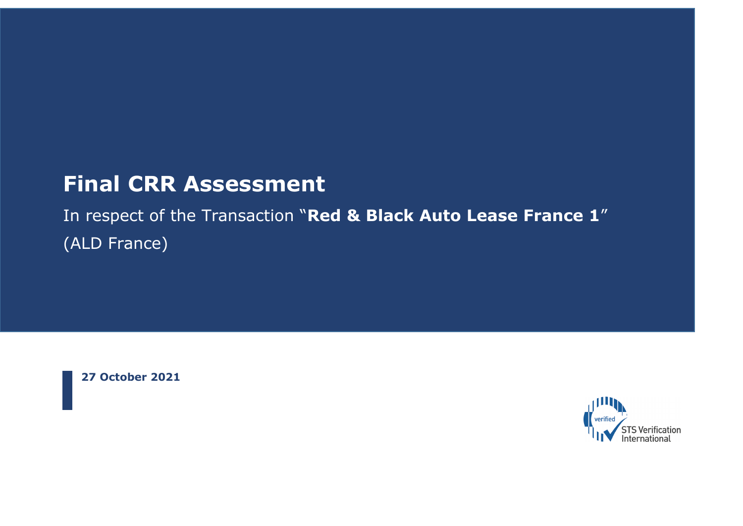# Final CRR Assessment

In respect of the Transaction "**Red & Black Auto Lease France 1**"
(ALD France)

**27 October 2021**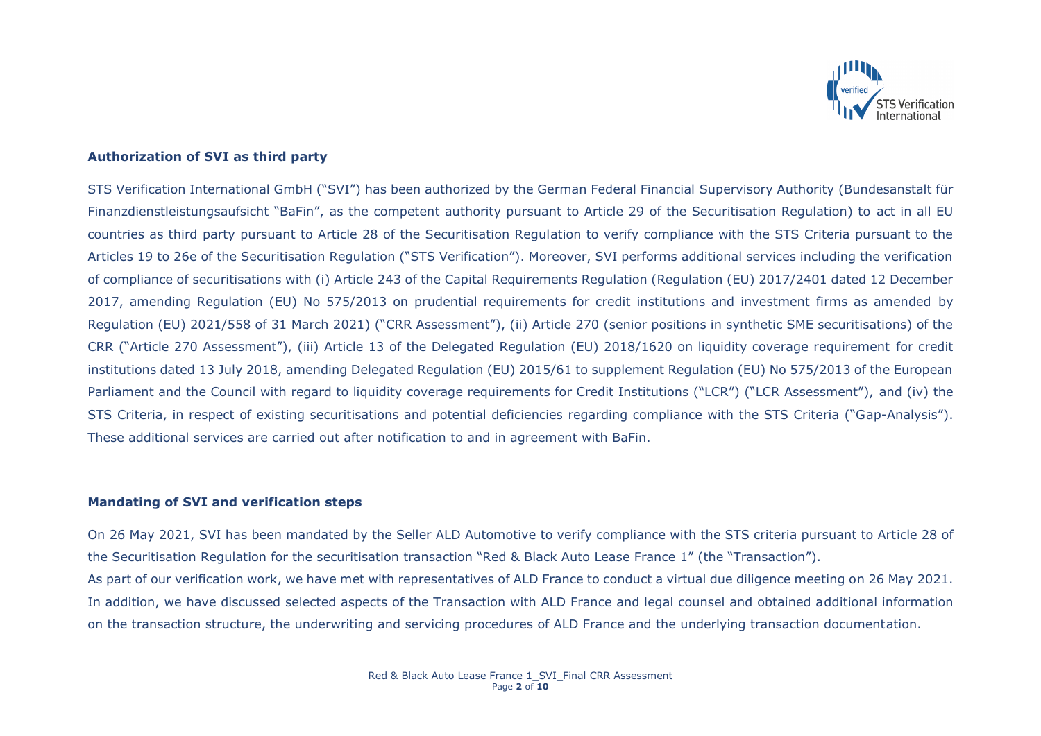**Authorization of SVI as third party**

STS Verification International GmbH ("SVI") has been authorized by the German Federal Financial Supervisory Authority (Bundesanstalt für Finanzdienstleistungsaufsicht "BaFin", as the competent authority pursuant to Article 29 of the Securitisation Regulation) to act in all EU countries as third party pursuant to Article 28 of the Securitisation Regulation to verify compliance with the STS Criteria pursuant to the Articles 19 to 26e of the Securitisation Regulation ("STS Verification"). Moreover, SVI performs additional services including the verification of compliance of securitisations with (i) Article 243 of the Capital Requirements Regulation (Regulation (EU) 2017/2401 dated 12 December 2017, amending Regulation (EU) No 575/2013 on prudential requirements for credit institutions and investment firms as amended by Regulation (EU) 2021/558 of 31 March 2021) ("CRR Assessment"), (ii) Article 270 (senior positions in synthetic SME securitisations) of the CRR ("Article 270 Assessment"), (iii) Article 13 of the Delegated Regulation (EU) 2018/1620 on liquidity coverage requirement for credit institutions dated 13 July 2018, amending Delegated Regulation (EU) 2015/61 to supplement Regulation (EU) No 575/2013 of the European Parliament and the Council with regard to liquidity coverage requirements for Credit Institutions ("LCR") ("LCR Assessment"), and (iv) the STS Criteria, in respect of existing securitisations and potential deficiencies regarding compliance with the STS Criteria ("Gap-Analysis"). These additional services are carried out after notification to and in agreement with BaFin.

**Mandating of SVI and verification steps**

On 26 May 2021, SVI has been mandated by the Seller ALD Automotive to verify compliance with the STS criteria pursuant to Article 28 of the Securitisation Regulation for the securitisation transaction "Red & Black Auto Lease France 1" (the "Transaction").

As part of our verification work, we have met with representatives of ALD France to conduct a virtual due diligence meeting on 26 May 2021. In addition, we have discussed selected aspects of the Transaction with ALD France and legal counsel and obtained additional information on the transaction structure, the underwriting and servicing procedures of ALD France and the underlying transaction documentation.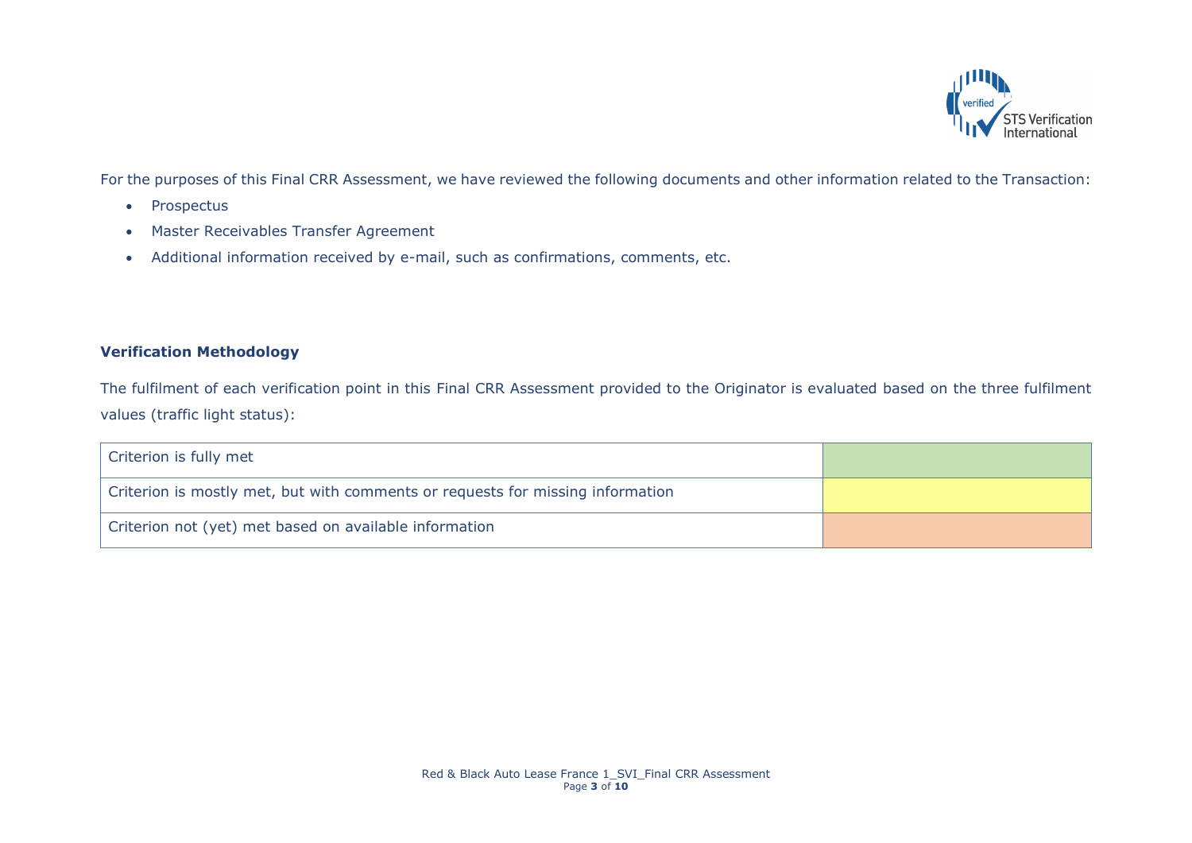For the purposes of this Final CRR Assessment, we have reviewed the following documents and other information related to the Transaction:

- Prospectus
- Master Receivables Transfer Agreement
- Additional information received by e-mail, such as confirmations, comments, etc.

**Verification Methodology**

The fulfilment of each verification point in this Final CRR Assessment provided to the Originator is evaluated based on the three fulfilment values (traffic light status):

| Status | Colour |
|---|---|
| Criterion is fully met | Green |
| Criterion is mostly met, but with comments or requests for missing information | Yellow |
| Criterion not (yet) met based on available information | Orange |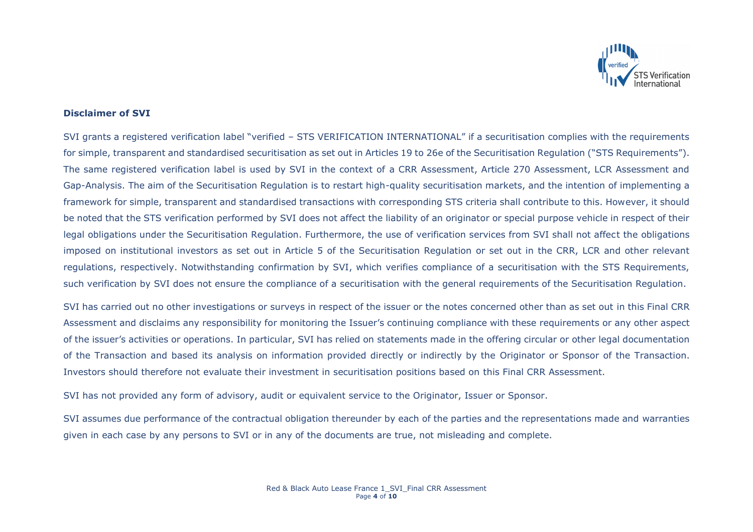**Disclaimer of SVI**

SVI grants a registered verification label "verified – STS VERIFICATION INTERNATIONAL" if a securitisation complies with the requirements for simple, transparent and standardised securitisation as set out in Articles 19 to 26e of the Securitisation Regulation ("STS Requirements"). The same registered verification label is used by SVI in the context of a CRR Assessment, Article 270 Assessment, LCR Assessment and Gap-Analysis. The aim of the Securitisation Regulation is to restart high-quality securitisation markets, and the intention of implementing a framework for simple, transparent and standardised transactions with corresponding STS criteria shall contribute to this. However, it should be noted that the STS verification performed by SVI does not affect the liability of an originator or special purpose vehicle in respect of their legal obligations under the Securitisation Regulation. Furthermore, the use of verification services from SVI shall not affect the obligations imposed on institutional investors as set out in Article 5 of the Securitisation Regulation or set out in the CRR, LCR and other relevant regulations, respectively. Notwithstanding confirmation by SVI, which verifies compliance of a securitisation with the STS Requirements, such verification by SVI does not ensure the compliance of a securitisation with the general requirements of the Securitisation Regulation.

SVI has carried out no other investigations or surveys in respect of the issuer or the notes concerned other than as set out in this Final CRR Assessment and disclaims any responsibility for monitoring the Issuer's continuing compliance with these requirements or any other aspect of the issuer's activities or operations. In particular, SVI has relied on statements made in the offering circular or other legal documentation of the Transaction and based its analysis on information provided directly or indirectly by the Originator or Sponsor of the Transaction. Investors should therefore not evaluate their investment in securitisation positions based on this Final CRR Assessment.

SVI has not provided any form of advisory, audit or equivalent service to the Originator, Issuer or Sponsor.

SVI assumes due performance of the contractual obligation thereunder by each of the parties and the representations made and warranties given in each case by any persons to SVI or in any of the documents are true, not misleading and complete.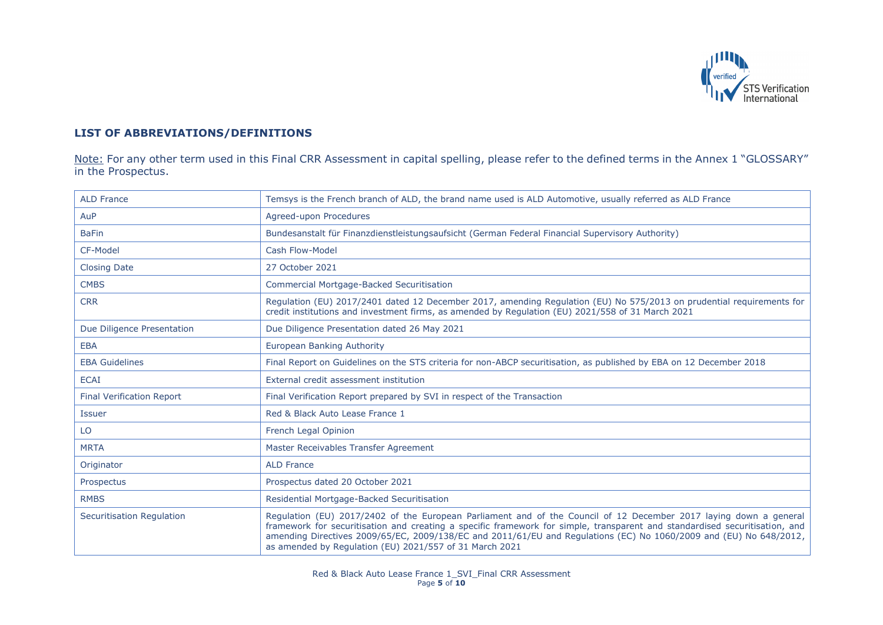## LIST OF ABBREVIATIONS/DEFINITIONS

Note: For any other term used in this Final CRR Assessment in capital spelling, please refer to the defined terms in the Annex 1 "GLOSSARY" in the Prospectus.

| | |
|---|---|
| ALD France | Temsys is the French branch of ALD, the brand name used is ALD Automotive, usually referred as ALD France |
| AuP | Agreed-upon Procedures |
| BaFin | Bundesanstalt für Finanzdienstleistungsaufsicht (German Federal Financial Supervisory Authority) |
| CF-Model | Cash Flow-Model |
| Closing Date | 27 October 2021 |
| CMBS | Commercial Mortgage-Backed Securitisation |
| CRR | Regulation (EU) 2017/2401 dated 12 December 2017, amending Regulation (EU) No 575/2013 on prudential requirements for credit institutions and investment firms, as amended by Regulation (EU) 2021/558 of 31 March 2021 |
| Due Diligence Presentation | Due Diligence Presentation dated 26 May 2021 |
| EBA | European Banking Authority |
| EBA Guidelines | Final Report on Guidelines on the STS criteria for non-ABCP securitisation, as published by EBA on 12 December 2018 |
| ECAI | External credit assessment institution |
| Final Verification Report | Final Verification Report prepared by SVI in respect of the Transaction |
| Issuer | Red & Black Auto Lease France 1 |
| LO | French Legal Opinion |
| MRTA | Master Receivables Transfer Agreement |
| Originator | ALD France |
| Prospectus | Prospectus dated 20 October 2021 |
| RMBS | Residential Mortgage-Backed Securitisation |
| Securitisation Regulation | Regulation (EU) 2017/2402 of the European Parliament and of the Council of 12 December 2017 laying down a general framework for securitisation and creating a specific framework for simple, transparent and standardised securitisation, and amending Directives 2009/65/EC, 2009/138/EC and 2011/61/EU and Regulations (EC) No 1060/2009 and (EU) No 648/2012, as amended by Regulation (EU) 2021/557 of 31 March 2021 |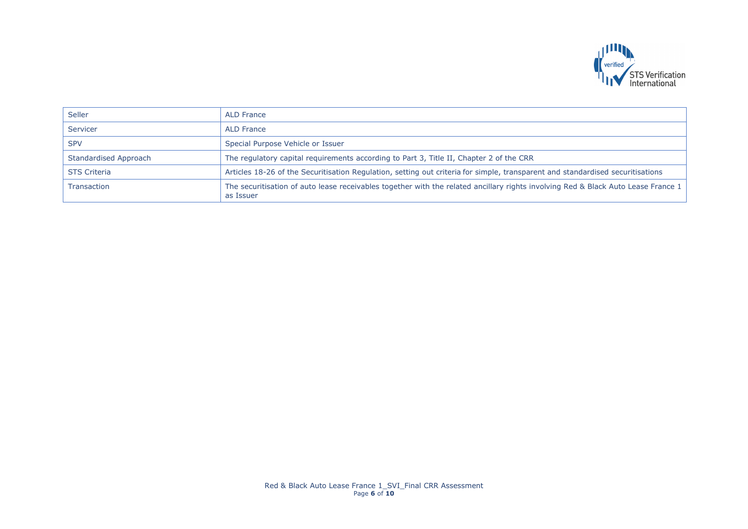| | |
|---|---|
| Seller | ALD France |
| Servicer | ALD France |
| SPV | Special Purpose Vehicle or Issuer |
| Standardised Approach | The regulatory capital requirements according to Part 3, Title II, Chapter 2 of the CRR |
| STS Criteria | Articles 18-26 of the Securitisation Regulation, setting out criteria for simple, transparent and standardised securitisations |
| Transaction | The securitisation of auto lease receivables together with the related ancillary rights involving Red & Black Auto Lease France 1 as Issuer |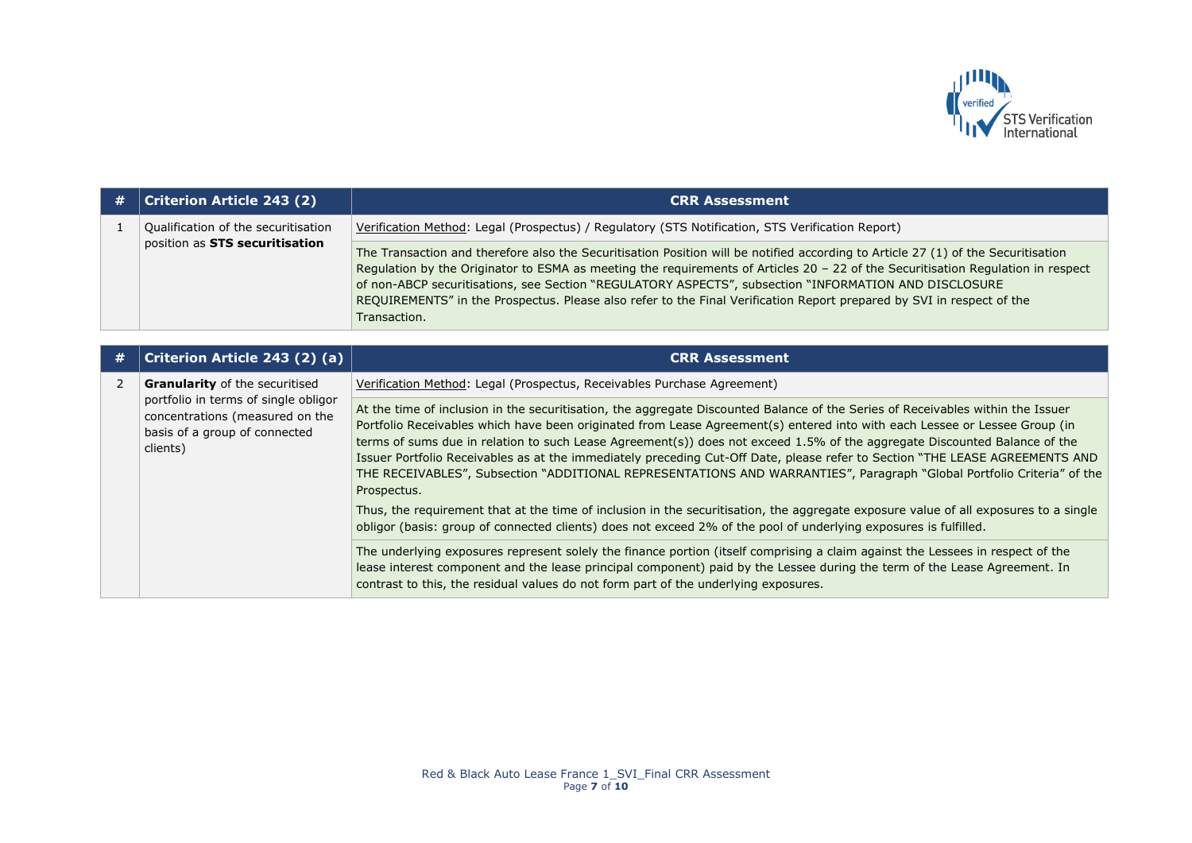| # | Criterion Article 243 (2) | CRR Assessment |
|---|---|---|
| 1 | Qualification of the securitisation position as **STS securitisation** | <u>Verification Method</u>: Legal (Prospectus) / Regulatory (STS Notification, STS Verification Report) |
| | | The Transaction and therefore also the Securitisation Position will be notified according to Article 27 (1) of the Securitisation Regulation by the Originator to ESMA as meeting the requirements of Articles 20 – 22 of the Securitisation Regulation in respect of non-ABCP securitisations, see Section "REGULATORY ASPECTS", subsection "INFORMATION AND DISCLOSURE REQUIREMENTS" in the Prospectus. Please also refer to the Final Verification Report prepared by SVI in respect of the Transaction. |

| # | Criterion Article 243 (2) (a) | CRR Assessment |
|---|---|---|
| 2 | **Granularity** of the securitised portfolio in terms of single obligor concentrations (measured on the basis of a group of connected clients) | <u>Verification Method</u>: Legal (Prospectus, Receivables Purchase Agreement) |
| | | At the time of inclusion in the securitisation, the aggregate Discounted Balance of the Series of Receivables within the Issuer Portfolio Receivables which have been originated from Lease Agreement(s) entered into with each Lessee or Lessee Group (in terms of sums due in relation to such Lease Agreement(s)) does not exceed 1.5% of the aggregate Discounted Balance of the Issuer Portfolio Receivables as at the immediately preceding Cut-Off Date, please refer to Section "THE LEASE AGREEMENTS AND THE RECEIVABLES", Subsection "ADDITIONAL REPRESENTATIONS AND WARRANTIES", Paragraph "Global Portfolio Criteria" of the Prospectus.<br><br>Thus, the requirement that at the time of inclusion in the securitisation, the aggregate exposure value of all exposures to a single obligor (basis: group of connected clients) does not exceed 2% of the pool of underlying exposures is fulfilled. |
| | | The underlying exposures represent solely the finance portion (itself comprising a claim against the Lessees in respect of the lease interest component and the lease principal component) paid by the Lessee during the term of the Lease Agreement. In contrast to this, the residual values do not form part of the underlying exposures. |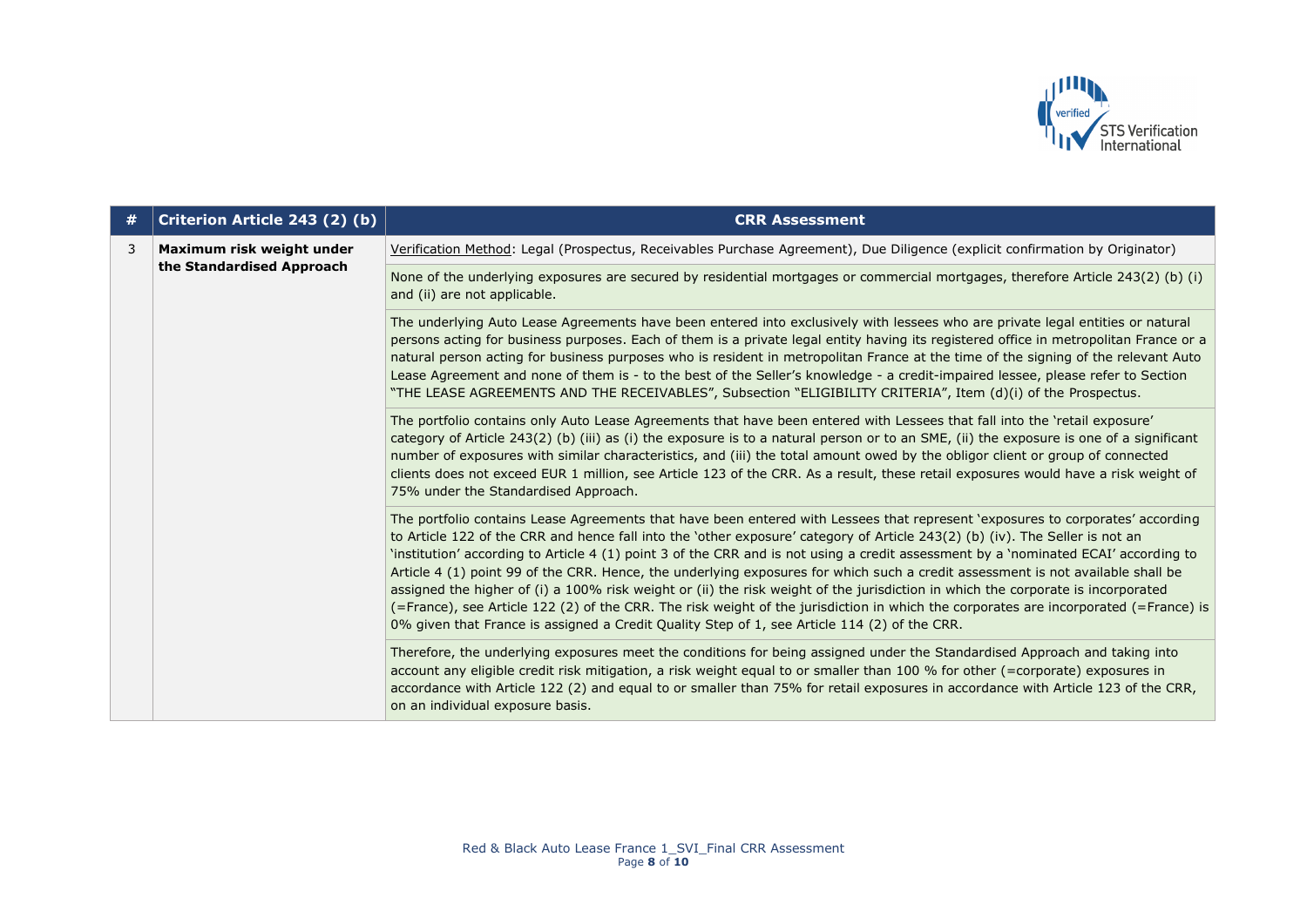| # | Criterion Article 243 (2) (b) | CRR Assessment |
|---|---|---|
| 3 | **Maximum risk weight under the Standardised Approach** | Verification Method: Legal (Prospectus, Receivables Purchase Agreement), Due Diligence (explicit confirmation by Originator) |
| | | None of the underlying exposures are secured by residential mortgages or commercial mortgages, therefore Article 243(2) (b) (i) and (ii) are not applicable. |
| | | The underlying Auto Lease Agreements have been entered into exclusively with lessees who are private legal entities or natural persons acting for business purposes. Each of them is a private legal entity having its registered office in metropolitan France or a natural person acting for business purposes who is resident in metropolitan France at the time of the signing of the relevant Auto Lease Agreement and none of them is - to the best of the Seller's knowledge - a credit-impaired lessee, please refer to Section "THE LEASE AGREEMENTS AND THE RECEIVABLES", Subsection "ELIGIBILITY CRITERIA", Item (d)(i) of the Prospectus. |
| | | The portfolio contains only Auto Lease Agreements that have been entered with Lessees that fall into the 'retail exposure' category of Article 243(2) (b) (iii) as (i) the exposure is to a natural person or to an SME, (ii) the exposure is one of a significant number of exposures with similar characteristics, and (iii) the total amount owed by the obligor client or group of connected clients does not exceed EUR 1 million, see Article 123 of the CRR. As a result, these retail exposures would have a risk weight of 75% under the Standardised Approach. |
| | | The portfolio contains Lease Agreements that have been entered with Lessees that represent 'exposures to corporates' according to Article 122 of the CRR and hence fall into the 'other exposure' category of Article 243(2) (b) (iv). The Seller is not an 'institution' according to Article 4 (1) point 3 of the CRR and is not using a credit assessment by a 'nominated ECAI' according to Article 4 (1) point 99 of the CRR. Hence, the underlying exposures for which such a credit assessment is not available shall be assigned the higher of (i) a 100% risk weight or (ii) the risk weight of the jurisdiction in which the corporate is incorporated (=France), see Article 122 (2) of the CRR. The risk weight of the jurisdiction in which the corporates are incorporated (=France) is 0% given that France is assigned a Credit Quality Step of 1, see Article 114 (2) of the CRR. |
| | | Therefore, the underlying exposures meet the conditions for being assigned under the Standardised Approach and taking into account any eligible credit risk mitigation, a risk weight equal to or smaller than 100 % for other (=corporate) exposures in accordance with Article 122 (2) and equal to or smaller than 75% for retail exposures in accordance with Article 123 of the CRR, on an individual exposure basis. |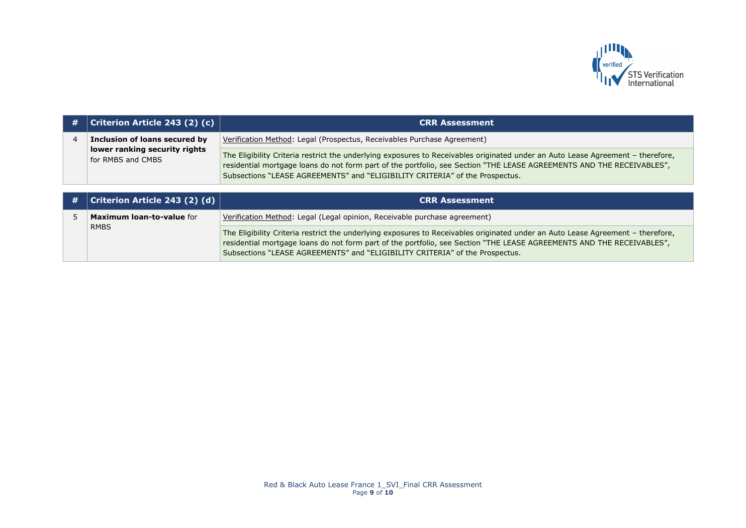| # | Criterion Article 243 (2) (c) | CRR Assessment |
|---|---|---|
| 4 | **Inclusion of loans secured by lower ranking security rights** for RMBS and CMBS | Verification Method: Legal (Prospectus, Receivables Purchase Agreement) |
| | | The Eligibility Criteria restrict the underlying exposures to Receivables originated under an Auto Lease Agreement – therefore, residential mortgage loans do not form part of the portfolio, see Section "THE LEASE AGREEMENTS AND THE RECEIVABLES", Subsections "LEASE AGREEMENTS" and "ELIGIBILITY CRITERIA" of the Prospectus. |

| # | Criterion Article 243 (2) (d) | CRR Assessment |
|---|---|---|
| 5 | **Maximum loan-to-value** for RMBS | Verification Method: Legal (Legal opinion, Receivable purchase agreement) |
| | | The Eligibility Criteria restrict the underlying exposures to Receivables originated under an Auto Lease Agreement – therefore, residential mortgage loans do not form part of the portfolio, see Section "THE LEASE AGREEMENTS AND THE RECEIVABLES", Subsections "LEASE AGREEMENTS" and "ELIGIBILITY CRITERIA" of the Prospectus. |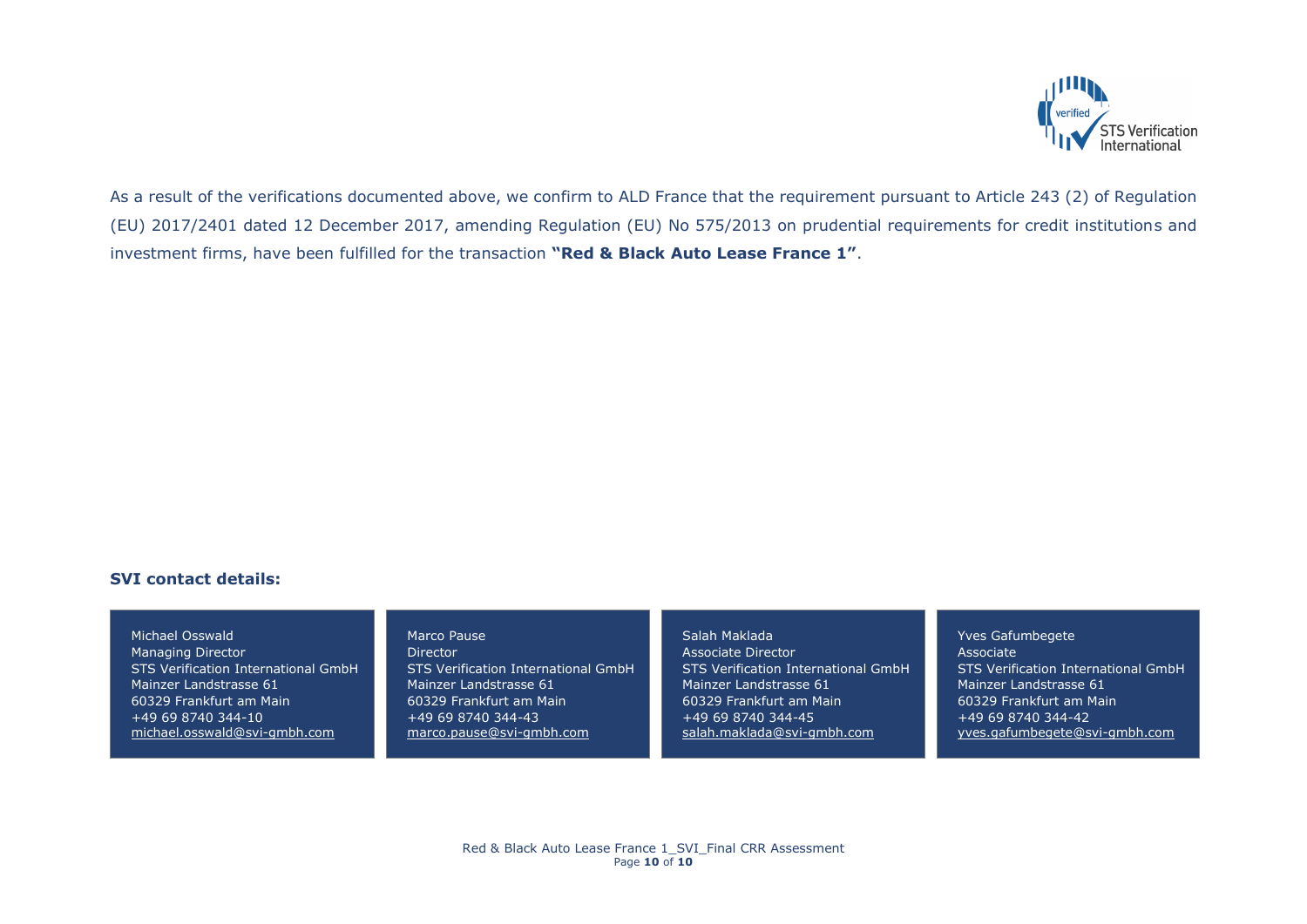As a result of the verifications documented above, we confirm to ALD France that the requirement pursuant to Article 243 (2) of Regulation (EU) 2017/2401 dated 12 December 2017, amending Regulation (EU) No 575/2013 on prudential requirements for credit institutions and investment firms, have been fulfilled for the transaction **"Red & Black Auto Lease France 1"**.

**SVI contact details:**

| | | | |
|---|---|---|---|
| Michael Osswald<br>Managing Director<br>STS Verification International GmbH<br>Mainzer Landstrasse 61<br>60329 Frankfurt am Main<br>+49 69 8740 344-10<br>michael.osswald@svi-gmbh.com | Marco Pause<br>Director<br>STS Verification International GmbH<br>Mainzer Landstrasse 61<br>60329 Frankfurt am Main<br>+49 69 8740 344-43<br>marco.pause@svi-gmbh.com | Salah Maklada<br>Associate Director<br>STS Verification International GmbH<br>Mainzer Landstrasse 61<br>60329 Frankfurt am Main<br>+49 69 8740 344-45<br>salah.maklada@svi-gmbh.com | Yves Gafumbegete<br>Associate<br>STS Verification International GmbH<br>Mainzer Landstrasse 61<br>60329 Frankfurt am Main<br>+49 69 8740 344-42<br>yves.gafumbegete@svi-gmbh.com |